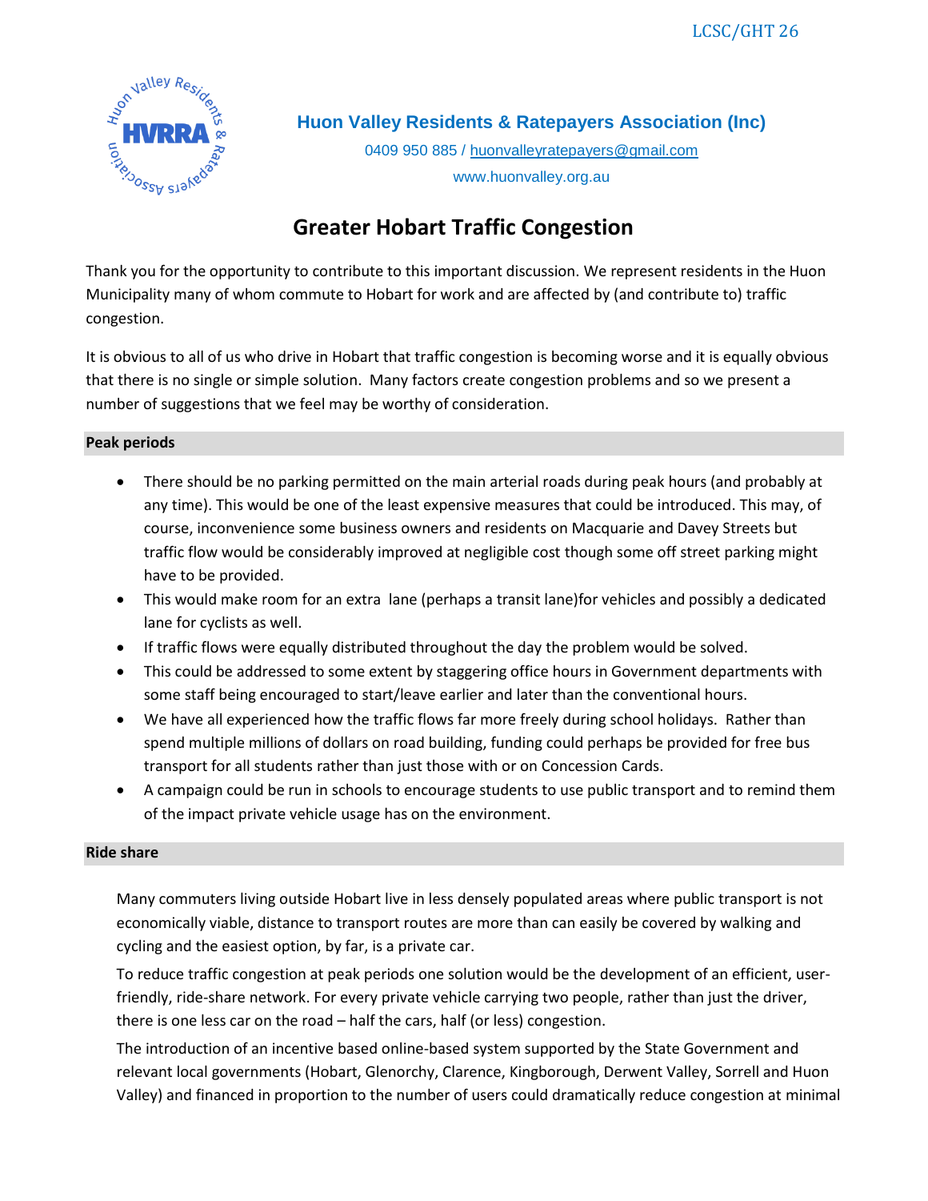LCSC/GHT 26

**Huon Valley Residents & Ratepayers Association (Inc)**

0409 950 885 / huonvalleyratepayers@gmail.com

www.huonvalley.org.au

# Greater Hobart Traffic Congestion

Thank you for the opportunity to contribute to this important discussion. We represent residents in the Huon Municipality many of whom commute to Hobart for work and are affected by (and contribute to) traffic congestion.

It is obvious to all of us who drive in Hobart that traffic congestion is becoming worse and it is equally obvious that there is no single or simple solution. Many factors create congestion problems and so we present a number of suggestions that we feel may be worthy of consideration.

## Peak periods

- There should be no parking permitted on the main arterial roads during peak hours (and probably at any time). This would be one of the least expensive measures that could be introduced. This may, of course, inconvenience some business owners and residents on Macquarie and Davey Streets but traffic flow would be considerably improved at negligible cost though some off street parking might have to be provided.
- This would make room for an extra lane (perhaps a transit lane)for vehicles and possibly a dedicated lane for cyclists as well.
- If traffic flows were equally distributed throughout the day the problem would be solved.
- This could be addressed to some extent by staggering office hours in Government departments with some staff being encouraged to start/leave earlier and later than the conventional hours.
- We have all experienced how the traffic flows far more freely during school holidays. Rather than spend multiple millions of dollars on road building, funding could perhaps be provided for free bus transport for all students rather than just those with or on Concession Cards.
- A campaign could be run in schools to encourage students to use public transport and to remind them of the impact private vehicle usage has on the environment.

## Ride share

Many commuters living outside Hobart live in less densely populated areas where public transport is not economically viable, distance to transport routes are more than can easily be covered by walking and cycling and the easiest option, by far, is a private car.

To reduce traffic congestion at peak periods one solution would be the development of an efficient, user-friendly, ride-share network. For every private vehicle carrying two people, rather than just the driver, there is one less car on the road – half the cars, half (or less) congestion.

The introduction of an incentive based online-based system supported by the State Government and relevant local governments (Hobart, Glenorchy, Clarence, Kingborough, Derwent Valley, Sorrell and Huon Valley) and financed in proportion to the number of users could dramatically reduce congestion at minimal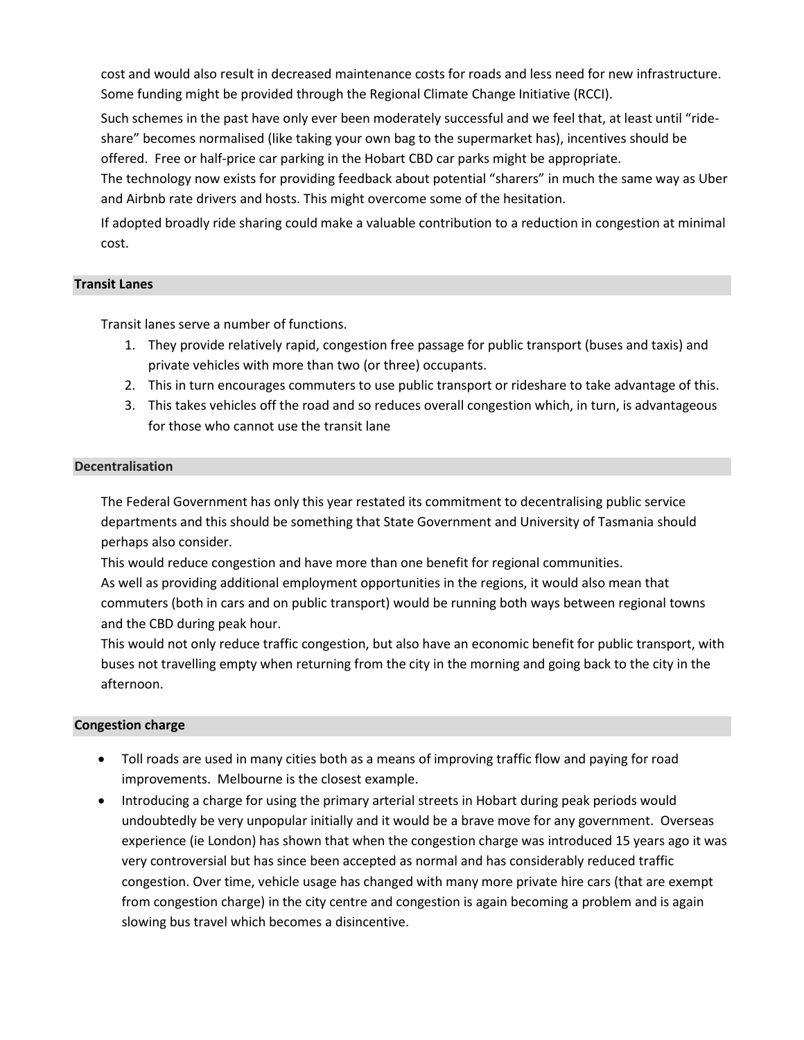cost and would also result in decreased maintenance costs for roads and less need for new infrastructure. Some funding might be provided through the Regional Climate Change Initiative (RCCI).

Such schemes in the past have only ever been moderately successful and we feel that, at least until "ride-share" becomes normalised (like taking your own bag to the supermarket has), incentives should be offered. Free or half-price car parking in the Hobart CBD car parks might be appropriate.
The technology now exists for providing feedback about potential "sharers" in much the same way as Uber and Airbnb rate drivers and hosts. This might overcome some of the hesitation.

If adopted broadly ride sharing could make a valuable contribution to a reduction in congestion at minimal cost.

## Transit Lanes

Transit lanes serve a number of functions.

1. They provide relatively rapid, congestion free passage for public transport (buses and taxis) and private vehicles with more than two (or three) occupants.
2. This in turn encourages commuters to use public transport or rideshare to take advantage of this.
3. This takes vehicles off the road and so reduces overall congestion which, in turn, is advantageous for those who cannot use the transit lane

## Decentralisation

The Federal Government has only this year restated its commitment to decentralising public service departments and this should be something that State Government and University of Tasmania should perhaps also consider.
This would reduce congestion and have more than one benefit for regional communities.
As well as providing additional employment opportunities in the regions, it would also mean that commuters (both in cars and on public transport) would be running both ways between regional towns and the CBD during peak hour.
This would not only reduce traffic congestion, but also have an economic benefit for public transport, with buses not travelling empty when returning from the city in the morning and going back to the city in the afternoon.

## Congestion charge

- Toll roads are used in many cities both as a means of improving traffic flow and paying for road improvements. Melbourne is the closest example.
- Introducing a charge for using the primary arterial streets in Hobart during peak periods would undoubtedly be very unpopular initially and it would be a brave move for any government. Overseas experience (ie London) has shown that when the congestion charge was introduced 15 years ago it was very controversial but has since been accepted as normal and has considerably reduced traffic congestion. Over time, vehicle usage has changed with many more private hire cars (that are exempt from congestion charge) in the city centre and congestion is again becoming a problem and is again slowing bus travel which becomes a disincentive.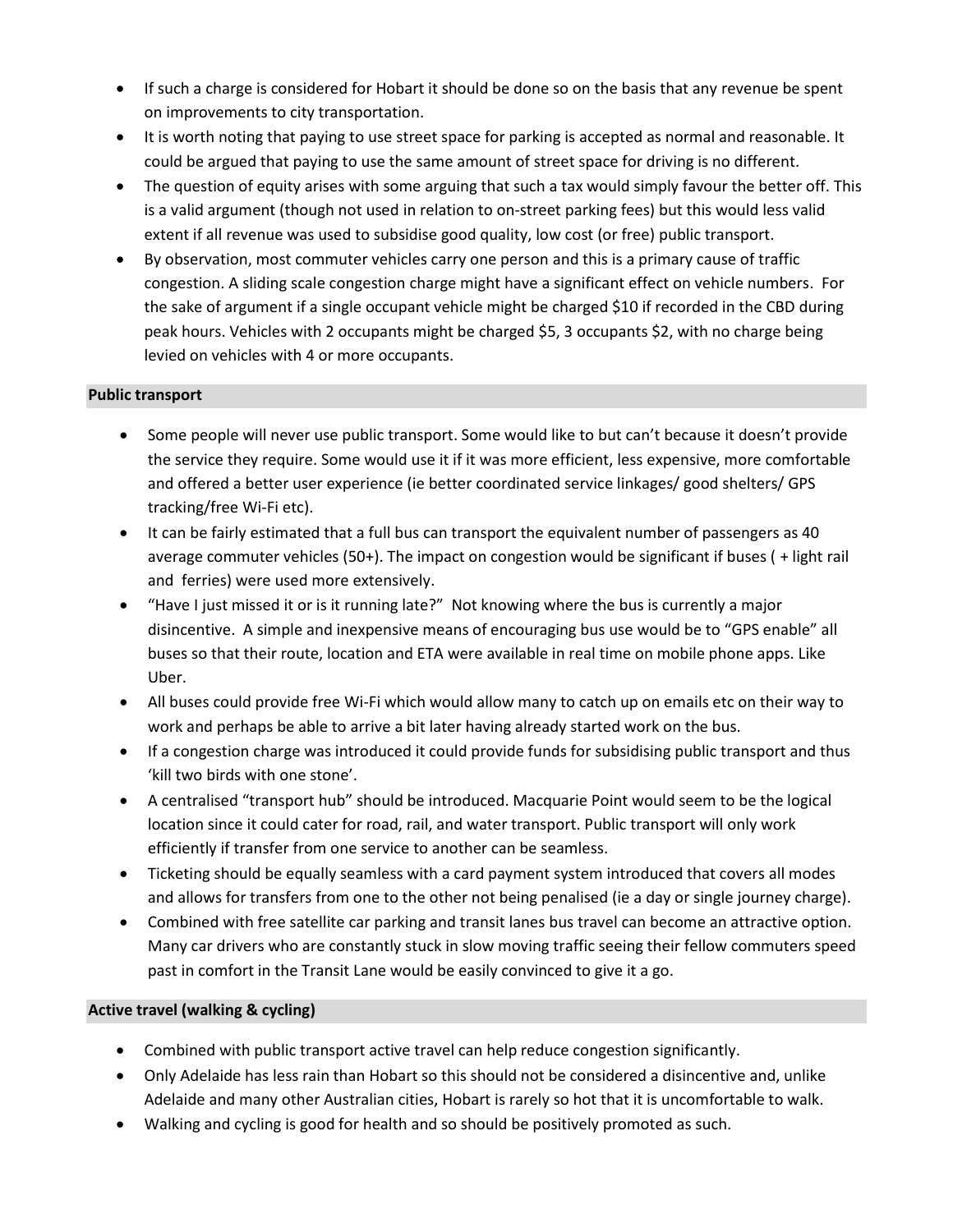- If such a charge is considered for Hobart it should be done so on the basis that any revenue be spent on improvements to city transportation.
- It is worth noting that paying to use street space for parking is accepted as normal and reasonable. It could be argued that paying to use the same amount of street space for driving is no different.
- The question of equity arises with some arguing that such a tax would simply favour the better off. This is a valid argument (though not used in relation to on-street parking fees) but this would less valid extent if all revenue was used to subsidise good quality, low cost (or free) public transport.
- By observation, most commuter vehicles carry one person and this is a primary cause of traffic congestion. A sliding scale congestion charge might have a significant effect on vehicle numbers. For the sake of argument if a single occupant vehicle might be charged $10 if recorded in the CBD during peak hours. Vehicles with 2 occupants might be charged $5, 3 occupants $2, with no charge being levied on vehicles with 4 or more occupants.

**Public transport**

- Some people will never use public transport. Some would like to but can't because it doesn't provide the service they require. Some would use it if it was more efficient, less expensive, more comfortable and offered a better user experience (ie better coordinated service linkages/ good shelters/ GPS tracking/free Wi-Fi etc).
- It can be fairly estimated that a full bus can transport the equivalent number of passengers as 40 average commuter vehicles (50+). The impact on congestion would be significant if buses ( + light rail and ferries) were used more extensively.
- "Have I just missed it or is it running late?" Not knowing where the bus is currently a major disincentive. A simple and inexpensive means of encouraging bus use would be to "GPS enable" all buses so that their route, location and ETA were available in real time on mobile phone apps. Like Uber.
- All buses could provide free Wi-Fi which would allow many to catch up on emails etc on their way to work and perhaps be able to arrive a bit later having already started work on the bus.
- If a congestion charge was introduced it could provide funds for subsidising public transport and thus 'kill two birds with one stone'.
- A centralised "transport hub" should be introduced. Macquarie Point would seem to be the logical location since it could cater for road, rail, and water transport. Public transport will only work efficiently if transfer from one service to another can be seamless.
- Ticketing should be equally seamless with a card payment system introduced that covers all modes and allows for transfers from one to the other not being penalised (ie a day or single journey charge).
- Combined with free satellite car parking and transit lanes bus travel can become an attractive option. Many car drivers who are constantly stuck in slow moving traffic seeing their fellow commuters speed past in comfort in the Transit Lane would be easily convinced to give it a go.

**Active travel (walking & cycling)**

- Combined with public transport active travel can help reduce congestion significantly.
- Only Adelaide has less rain than Hobart so this should not be considered a disincentive and, unlike Adelaide and many other Australian cities, Hobart is rarely so hot that it is uncomfortable to walk.
- Walking and cycling is good for health and so should be positively promoted as such.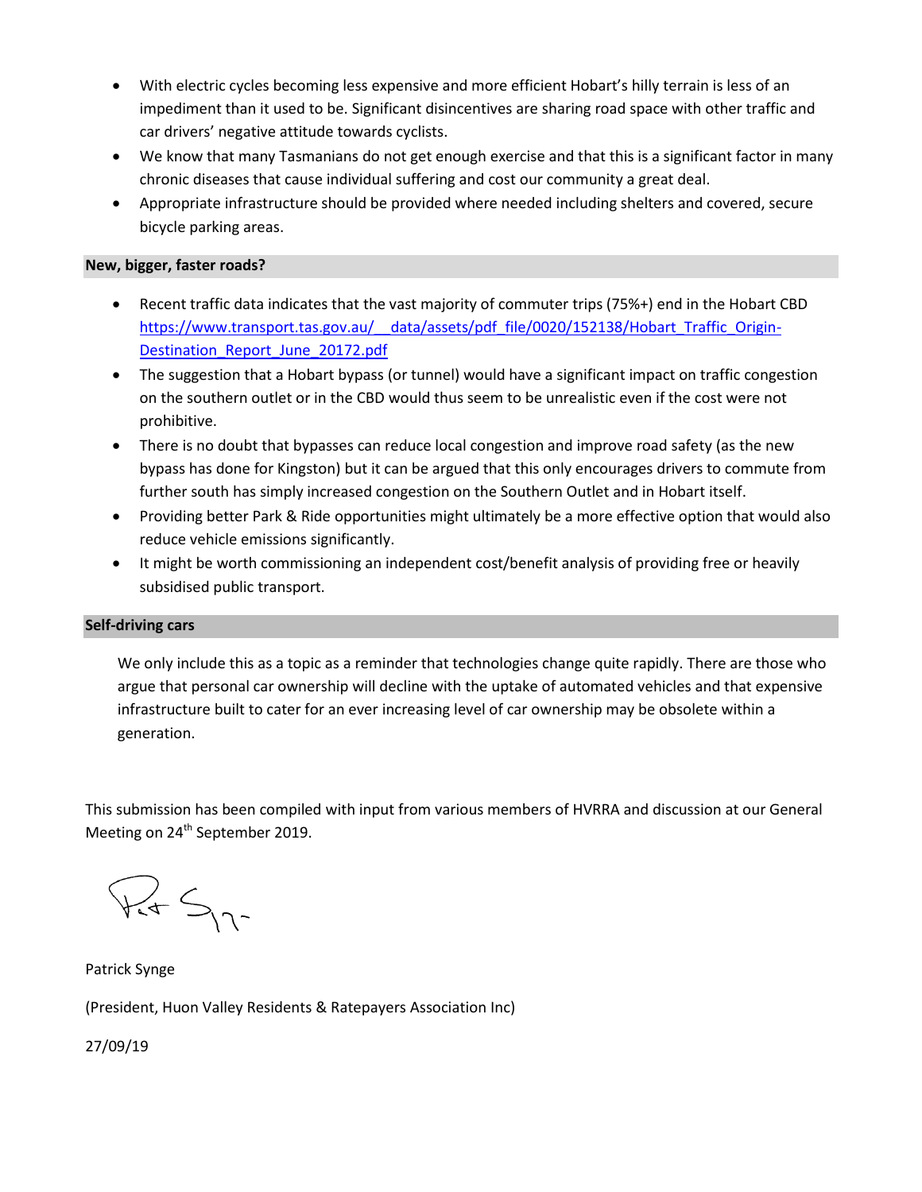- With electric cycles becoming less expensive and more efficient Hobart's hilly terrain is less of an impediment than it used to be. Significant disincentives are sharing road space with other traffic and car drivers' negative attitude towards cyclists.
- We know that many Tasmanians do not get enough exercise and that this is a significant factor in many chronic diseases that cause individual suffering and cost our community a great deal.
- Appropriate infrastructure should be provided where needed including shelters and covered, secure bicycle parking areas.

**New, bigger, faster roads?**

- Recent traffic data indicates that the vast majority of commuter trips (75%+) end in the Hobart CBD https://www.transport.tas.gov.au/__data/assets/pdf_file/0020/152138/Hobart_Traffic_Origin-Destination_Report_June_20172.pdf
- The suggestion that a Hobart bypass (or tunnel) would have a significant impact on traffic congestion on the southern outlet or in the CBD would thus seem to be unrealistic even if the cost were not prohibitive.
- There is no doubt that bypasses can reduce local congestion and improve road safety (as the new bypass has done for Kingston) but it can be argued that this only encourages drivers to commute from further south has simply increased congestion on the Southern Outlet and in Hobart itself.
- Providing better Park & Ride opportunities might ultimately be a more effective option that would also reduce vehicle emissions significantly.
- It might be worth commissioning an independent cost/benefit analysis of providing free or heavily subsidised public transport.

**Self-driving cars**

We only include this as a topic as a reminder that technologies change quite rapidly. There are those who argue that personal car ownership will decline with the uptake of automated vehicles and that expensive infrastructure built to cater for an ever increasing level of car ownership may be obsolete within a generation.

This submission has been compiled with input from various members of HVRRA and discussion at our General Meeting on 24th September 2019.

Patrick Synge

(President, Huon Valley Residents & Ratepayers Association Inc)

27/09/19